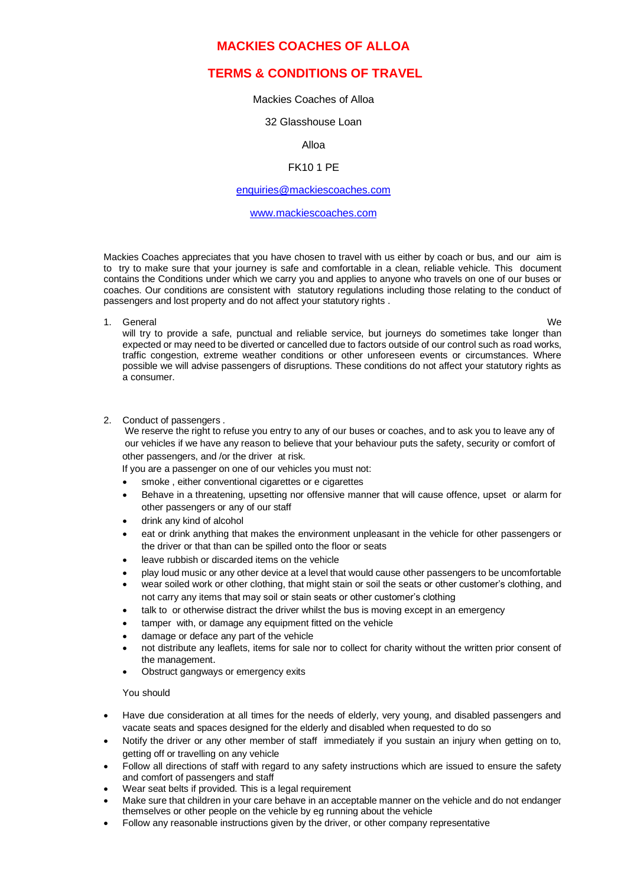# MACKIES COACHES OF ALLOA

## TERMS & CONDITIONS OF TRAVEL

Mackies Coaches of Alloa

32 Glasshouse Loan

Alloa

FK10 1 PE

enquiries@mackiescoaches.com

www.mackiescoaches.com

Mackies Coaches appreciates that you have chosen to travel with us either by coach or bus, and our aim is to try to make sure that your journey is safe and comfortable in a clean, reliable vehicle. This document contains the Conditions under which we carry you and applies to anyone who travels on one of our buses or coaches. Our conditions are consistent with statutory regulations including those relating to the conduct of passengers and lost property and do not affect your statutory rights .

1. General

   We will try to provide a safe, punctual and reliable service, but journeys do sometimes take longer than expected or may need to be diverted or cancelled due to factors outside of our control such as road works, traffic congestion, extreme weather conditions or other unforeseen events or circumstances. Where possible we will advise passengers of disruptions. These conditions do not affect your statutory rights as a consumer.

2. Conduct of passengers .

   We reserve the right to refuse you entry to any of our buses or coaches, and to ask you to leave any of our vehicles if we have any reason to believe that your behaviour puts the safety, security or comfort of other passengers, and /or the driver at risk.

   If you are a passenger on one of our vehicles you must not:

   - smoke , either conventional cigarettes or e cigarettes
   - Behave in a threatening, upsetting nor offensive manner that will cause offence, upset or alarm for other passengers or any of our staff
   - drink any kind of alcohol
   - eat or drink anything that makes the environment unpleasant in the vehicle for other passengers or the driver or that than can be spilled onto the floor or seats
   - leave rubbish or discarded items on the vehicle
   - play loud music or any other device at a level that would cause other passengers to be uncomfortable
   - wear soiled work or other clothing, that might stain or soil the seats or other customer's clothing, and not carry any items that may soil or stain seats or other customer's clothing
   - talk to or otherwise distract the driver whilst the bus is moving except in an emergency
   - tamper with, or damage any equipment fitted on the vehicle
   - damage or deface any part of the vehicle
   - not distribute any leaflets, items for sale nor to collect for charity without the written prior consent of the management.
   - Obstruct gangways or emergency exits

   You should

- Have due consideration at all times for the needs of elderly, very young, and disabled passengers and vacate seats and spaces designed for the elderly and disabled when requested to do so
- Notify the driver or any other member of staff immediately if you sustain an injury when getting on to, getting off or travelling on any vehicle
- Follow all directions of staff with regard to any safety instructions which are issued to ensure the safety and comfort of passengers and staff
- Wear seat belts if provided. This is a legal requirement
- Make sure that children in your care behave in an acceptable manner on the vehicle and do not endanger themselves or other people on the vehicle by eg running about the vehicle
- Follow any reasonable instructions given by the driver, or other company representative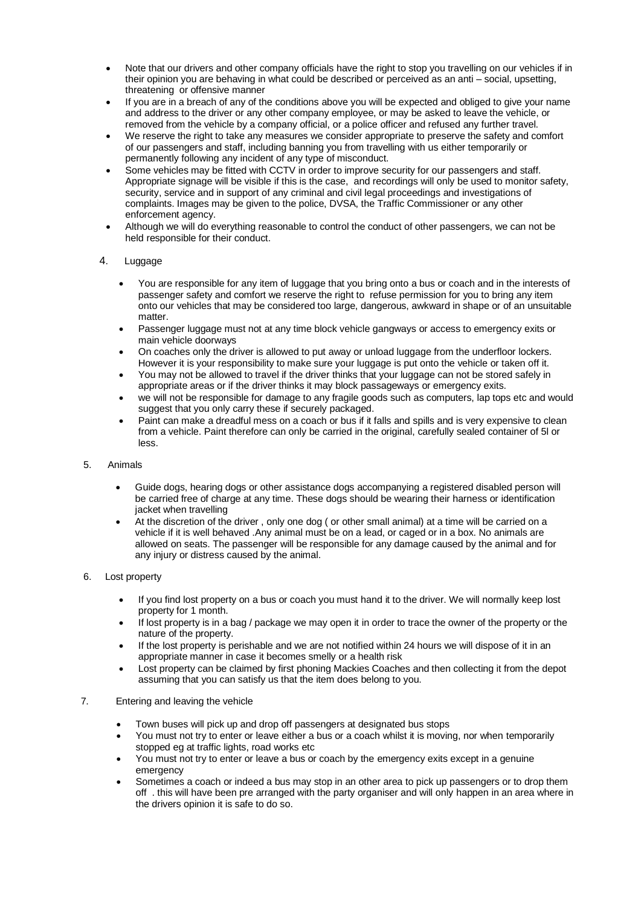- Note that our drivers and other company officials have the right to stop you travelling on our vehicles if in their opinion you are behaving in what could be described or perceived as an anti – social, upsetting, threatening or offensive manner
- If you are in a breach of any of the conditions above you will be expected and obliged to give your name and address to the driver or any other company employee, or may be asked to leave the vehicle, or removed from the vehicle by a company official, or a police officer and refused any further travel.
- We reserve the right to take any measures we consider appropriate to preserve the safety and comfort of our passengers and staff, including banning you from travelling with us either temporarily or permanently following any incident of any type of misconduct.
- Some vehicles may be fitted with CCTV in order to improve security for our passengers and staff. Appropriate signage will be visible if this is the case, and recordings will only be used to monitor safety, security, service and in support of any criminal and civil legal proceedings and investigations of complaints. Images may be given to the police, DVSA, the Traffic Commissioner or any other enforcement agency.
- Although we will do everything reasonable to control the conduct of other passengers, we can not be held responsible for their conduct.

4. Luggage

- You are responsible for any item of luggage that you bring onto a bus or coach and in the interests of passenger safety and comfort we reserve the right to refuse permission for you to bring any item onto our vehicles that may be considered too large, dangerous, awkward in shape or of an unsuitable matter.
- Passenger luggage must not at any time block vehicle gangways or access to emergency exits or main vehicle doorways
- On coaches only the driver is allowed to put away or unload luggage from the underfloor lockers. However it is your responsibility to make sure your luggage is put onto the vehicle or taken off it.
- You may not be allowed to travel if the driver thinks that your luggage can not be stored safely in appropriate areas or if the driver thinks it may block passageways or emergency exits.
- we will not be responsible for damage to any fragile goods such as computers, lap tops etc and would suggest that you only carry these if securely packaged.
- Paint can make a dreadful mess on a coach or bus if it falls and spills and is very expensive to clean from a vehicle. Paint therefore can only be carried in the original, carefully sealed container of 5l or less.

5. Animals

- Guide dogs, hearing dogs or other assistance dogs accompanying a registered disabled person will be carried free of charge at any time. These dogs should be wearing their harness or identification jacket when travelling
- At the discretion of the driver , only one dog ( or other small animal) at a time will be carried on a vehicle if it is well behaved .Any animal must be on a lead, or caged or in a box. No animals are allowed on seats. The passenger will be responsible for any damage caused by the animal and for any injury or distress caused by the animal.

6. Lost property

- If you find lost property on a bus or coach you must hand it to the driver. We will normally keep lost property for 1 month.
- If lost property is in a bag / package we may open it in order to trace the owner of the property or the nature of the property.
- If the lost property is perishable and we are not notified within 24 hours we will dispose of it in an appropriate manner in case it becomes smelly or a health risk
- Lost property can be claimed by first phoning Mackies Coaches and then collecting it from the depot assuming that you can satisfy us that the item does belong to you.

7. Entering and leaving the vehicle

- Town buses will pick up and drop off passengers at designated bus stops
- You must not try to enter or leave either a bus or a coach whilst it is moving, nor when temporarily stopped eg at traffic lights, road works etc
- You must not try to enter or leave a bus or coach by the emergency exits except in a genuine emergency
- Sometimes a coach or indeed a bus may stop in an other area to pick up passengers or to drop them off . this will have been pre arranged with the party organiser and will only happen in an area where in the drivers opinion it is safe to do so.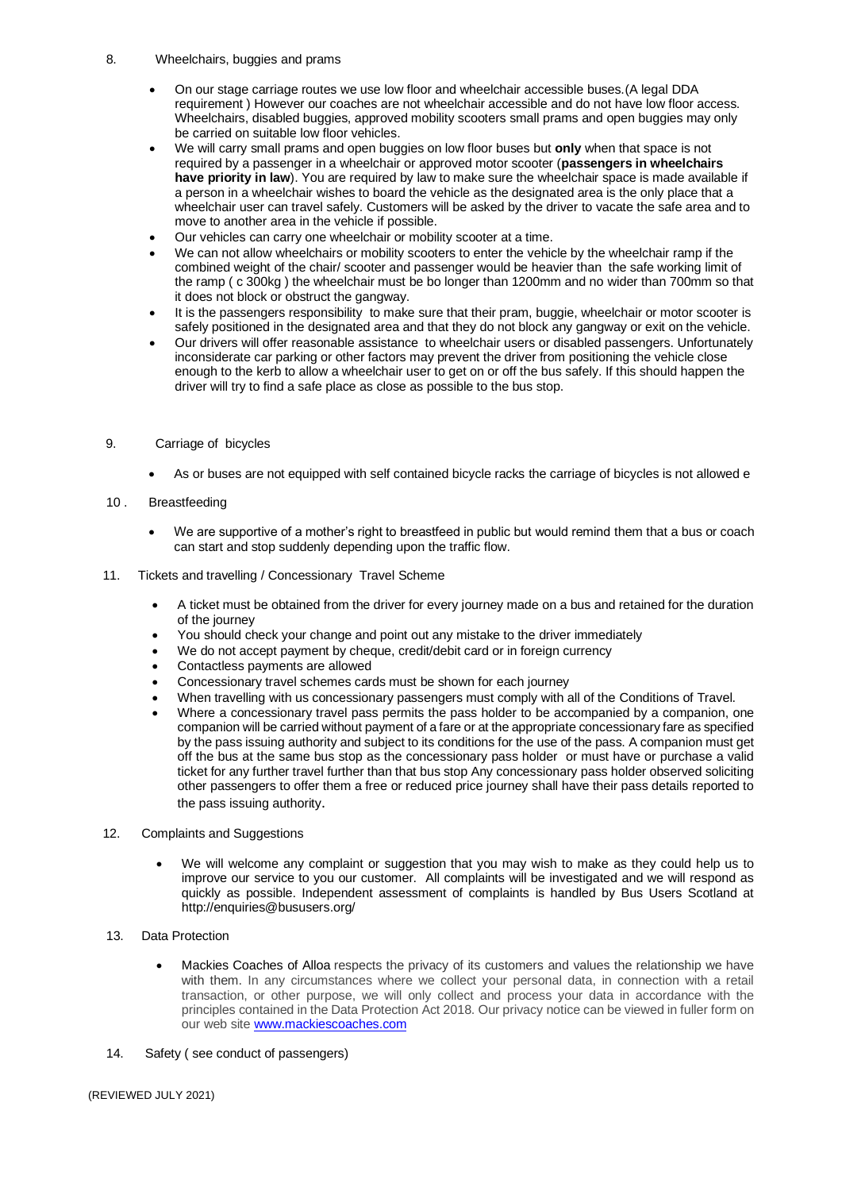8. Wheelchairs, buggies and prams

- On our stage carriage routes we use low floor and wheelchair accessible buses.(A legal DDA requirement ) However our coaches are not wheelchair accessible and do not have low floor access. Wheelchairs, disabled buggies, approved mobility scooters small prams and open buggies may only be carried on suitable low floor vehicles.
- We will carry small prams and open buggies on low floor buses but **only** when that space is not required by a passenger in a wheelchair or approved motor scooter (**passengers in wheelchairs have priority in law**). You are required by law to make sure the wheelchair space is made available if a person in a wheelchair wishes to board the vehicle as the designated area is the only place that a wheelchair user can travel safely. Customers will be asked by the driver to vacate the safe area and to move to another area in the vehicle if possible.
- Our vehicles can carry one wheelchair or mobility scooter at a time.
- We can not allow wheelchairs or mobility scooters to enter the vehicle by the wheelchair ramp if the combined weight of the chair/ scooter and passenger would be heavier than the safe working limit of the ramp ( c 300kg ) the wheelchair must be bo longer than 1200mm and no wider than 700mm so that it does not block or obstruct the gangway.
- It is the passengers responsibility to make sure that their pram, buggie, wheelchair or motor scooter is safely positioned in the designated area and that they do not block any gangway or exit on the vehicle.
- Our drivers will offer reasonable assistance to wheelchair users or disabled passengers. Unfortunately inconsiderate car parking or other factors may prevent the driver from positioning the vehicle close enough to the kerb to allow a wheelchair user to get on or off the bus safely. If this should happen the driver will try to find a safe place as close as possible to the bus stop.

9. Carriage of bicycles

- As or buses are not equipped with self contained bicycle racks the carriage of bicycles is not allowed e

10 . Breastfeeding

- We are supportive of a mother's right to breastfeed in public but would remind them that a bus or coach can start and stop suddenly depending upon the traffic flow.

11. Tickets and travelling / Concessionary Travel Scheme

- A ticket must be obtained from the driver for every journey made on a bus and retained for the duration of the journey
- You should check your change and point out any mistake to the driver immediately
- We do not accept payment by cheque, credit/debit card or in foreign currency
- Contactless payments are allowed
- Concessionary travel schemes cards must be shown for each journey
- When travelling with us concessionary passengers must comply with all of the Conditions of Travel.
- Where a concessionary travel pass permits the pass holder to be accompanied by a companion, one companion will be carried without payment of a fare or at the appropriate concessionary fare as specified by the pass issuing authority and subject to its conditions for the use of the pass. A companion must get off the bus at the same bus stop as the concessionary pass holder or must have or purchase a valid ticket for any further travel further than that bus stop Any concessionary pass holder observed soliciting other passengers to offer them a free or reduced price journey shall have their pass details reported to the pass issuing authority.

12. Complaints and Suggestions

- We will welcome any complaint or suggestion that you may wish to make as they could help us to improve our service to you our customer. All complaints will be investigated and we will respond as quickly as possible. Independent assessment of complaints is handled by Bus Users Scotland at http://enquiries@bususers.org/

13. Data Protection

- Mackies Coaches of Alloa respects the privacy of its customers and values the relationship we have with them. In any circumstances where we collect your personal data, in connection with a retail transaction, or other purpose, we will only collect and process your data in accordance with the principles contained in the Data Protection Act 2018. Our privacy notice can be viewed in fuller form on our web site [www.mackiescoaches.com](http://www.mackiescoaches.com)

14. Safety ( see conduct of passengers)

(REVIEWED JULY 2021)